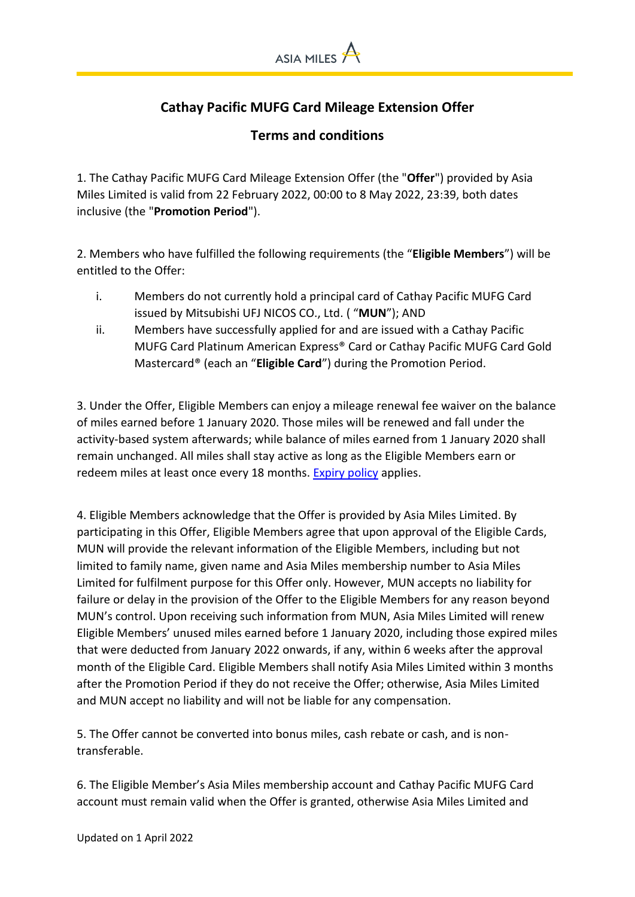## Cathay Pacific MUFG Card Mileage Extension Offer

## Terms and conditions

1. The Cathay Pacific MUFG Card Mileage Extension Offer (the "**Offer**") provided by Asia Miles Limited is valid from 22 February 2022, 00:00 to 8 May 2022, 23:39, both dates inclusive (the "**Promotion Period**").

2. Members who have fulfilled the following requirements (the "**Eligible Members**") will be entitled to the Offer:

   i. Members do not currently hold a principal card of Cathay Pacific MUFG Card issued by Mitsubishi UFJ NICOS CO., Ltd. ( "**MUN**"); AND

   ii. Members have successfully applied for and are issued with a Cathay Pacific MUFG Card Platinum American Express® Card or Cathay Pacific MUFG Card Gold Mastercard® (each an "**Eligible Card**") during the Promotion Period.

3. Under the Offer, Eligible Members can enjoy a mileage renewal fee waiver on the balance of miles earned before 1 January 2020. Those miles will be renewed and fall under the activity-based system afterwards; while balance of miles earned from 1 January 2020 shall remain unchanged. All miles shall stay active as long as the Eligible Members earn or redeem miles at least once every 18 months. Expiry policy applies.

4. Eligible Members acknowledge that the Offer is provided by Asia Miles Limited. By participating in this Offer, Eligible Members agree that upon approval of the Eligible Cards, MUN will provide the relevant information of the Eligible Members, including but not limited to family name, given name and Asia Miles membership number to Asia Miles Limited for fulfilment purpose for this Offer only. However, MUN accepts no liability for failure or delay in the provision of the Offer to the Eligible Members for any reason beyond MUN's control. Upon receiving such information from MUN, Asia Miles Limited will renew Eligible Members' unused miles earned before 1 January 2020, including those expired miles that were deducted from January 2022 onwards, if any, within 6 weeks after the approval month of the Eligible Card. Eligible Members shall notify Asia Miles Limited within 3 months after the Promotion Period if they do not receive the Offer; otherwise, Asia Miles Limited and MUN accept no liability and will not be liable for any compensation.

5. The Offer cannot be converted into bonus miles, cash rebate or cash, and is non-transferable.

6. The Eligible Member's Asia Miles membership account and Cathay Pacific MUFG Card account must remain valid when the Offer is granted, otherwise Asia Miles Limited and

Updated on 1 April 2022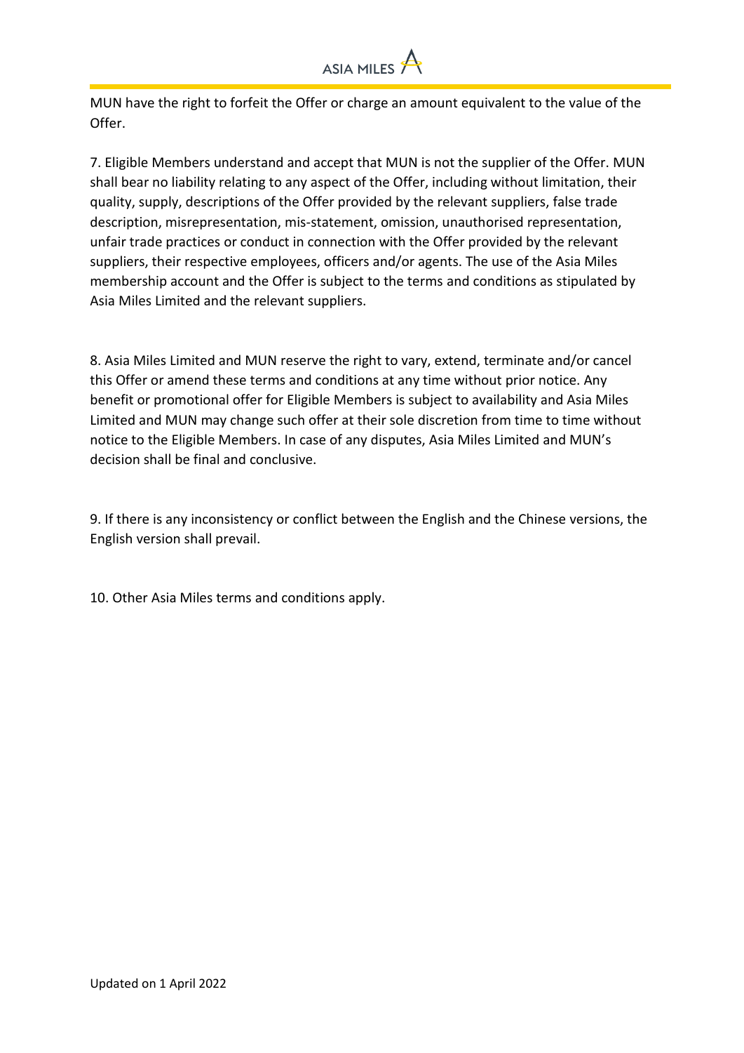MUN have the right to forfeit the Offer or charge an amount equivalent to the value of the Offer.

7. Eligible Members understand and accept that MUN is not the supplier of the Offer. MUN shall bear no liability relating to any aspect of the Offer, including without limitation, their quality, supply, descriptions of the Offer provided by the relevant suppliers, false trade description, misrepresentation, mis-statement, omission, unauthorised representation, unfair trade practices or conduct in connection with the Offer provided by the relevant suppliers, their respective employees, officers and/or agents. The use of the Asia Miles membership account and the Offer is subject to the terms and conditions as stipulated by Asia Miles Limited and the relevant suppliers.

8. Asia Miles Limited and MUN reserve the right to vary, extend, terminate and/or cancel this Offer or amend these terms and conditions at any time without prior notice. Any benefit or promotional offer for Eligible Members is subject to availability and Asia Miles Limited and MUN may change such offer at their sole discretion from time to time without notice to the Eligible Members. In case of any disputes, Asia Miles Limited and MUN's decision shall be final and conclusive.

9. If there is any inconsistency or conflict between the English and the Chinese versions, the English version shall prevail.

10. Other Asia Miles terms and conditions apply.

Updated on 1 April 2022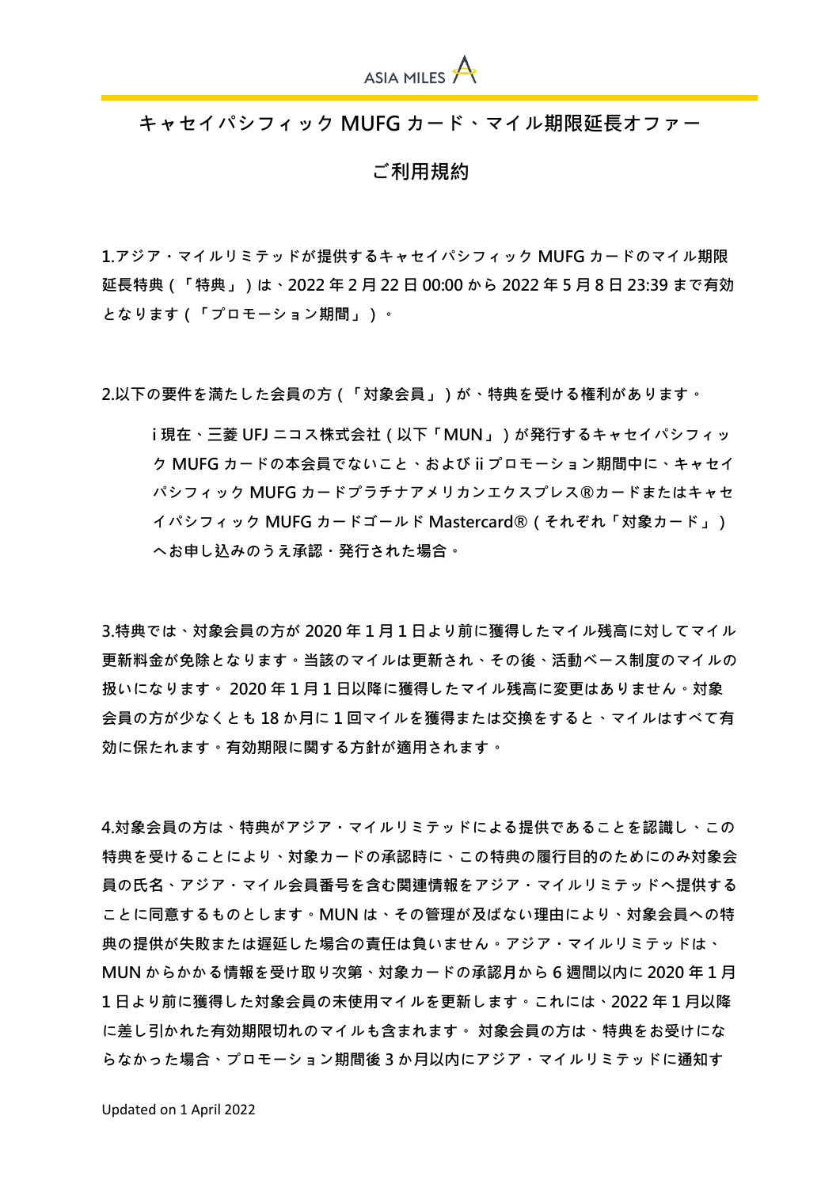ASIA MILES

# キャセイパシフィック MUFG カード、マイル期限延長オファー

## ご利用規約

1.アジア・マイルリミテッドが提供するキャセイパシフィック MUFG カードのマイル期限延長特典（「特典」）は、2022 年 2 月 22 日 00:00 から 2022 年 5 月 8 日 23:39 まで有効となります（「プロモーション期間」）。

2.以下の要件を満たした会員の方（「対象会員」）が、特典を受ける権利があります。

i 現在、三菱 UFJ ニコス株式会社（以下「MUN」）が発行するキャセイパシフィック MUFG カードの本会員でないこと、および ii プロモーション期間中に、キャセイパシフィック MUFG カードプラチナアメリカンエクスプレス®カードまたはキャセイパシフィック MUFG カードゴールド Mastercard®（それぞれ「対象カード」）へお申し込みのうえ承認・発行された場合。

3.特典では、対象会員の方が 2020 年 1 月 1 日より前に獲得したマイル残高に対してマイル更新料金が免除となります。当該のマイルは更新され、その後、活動ベース制度のマイルの扱いになります。 2020 年 1 月 1 日以降に獲得したマイル残高に変更はありません。対象会員の方が少なくとも 18 か月に 1 回マイルを獲得または交換をすると、マイルはすべて有効に保たれます。有効期限に関する方針が適用されます。

4.対象会員の方は、特典がアジア・マイルリミテッドによる提供であることを認識し、この特典を受けることにより、対象カードの承認時に、この特典の履行目的のためにのみ対象会員の氏名、アジア・マイル会員番号を含む関連情報をアジア・マイルリミテッドへ提供することに同意するものとします。MUN は、その管理が及ばない理由により、対象会員への特典の提供が失敗または遅延した場合の責任は負いません。アジア・マイルリミテッドは、MUN からかかる情報を受け取り次第、対象カードの承認月から 6 週間以内に 2020 年 1 月 1 日より前に獲得した対象会員の未使用マイルを更新します。これには、2022 年 1 月以降に差し引かれた有効期限切れのマイルも含まれます。 対象会員の方は、特典をお受けにならなかった場合、プロモーション期間後 3 か月以内にアジア・マイルリミテッドに通知す

Updated on 1 April 2022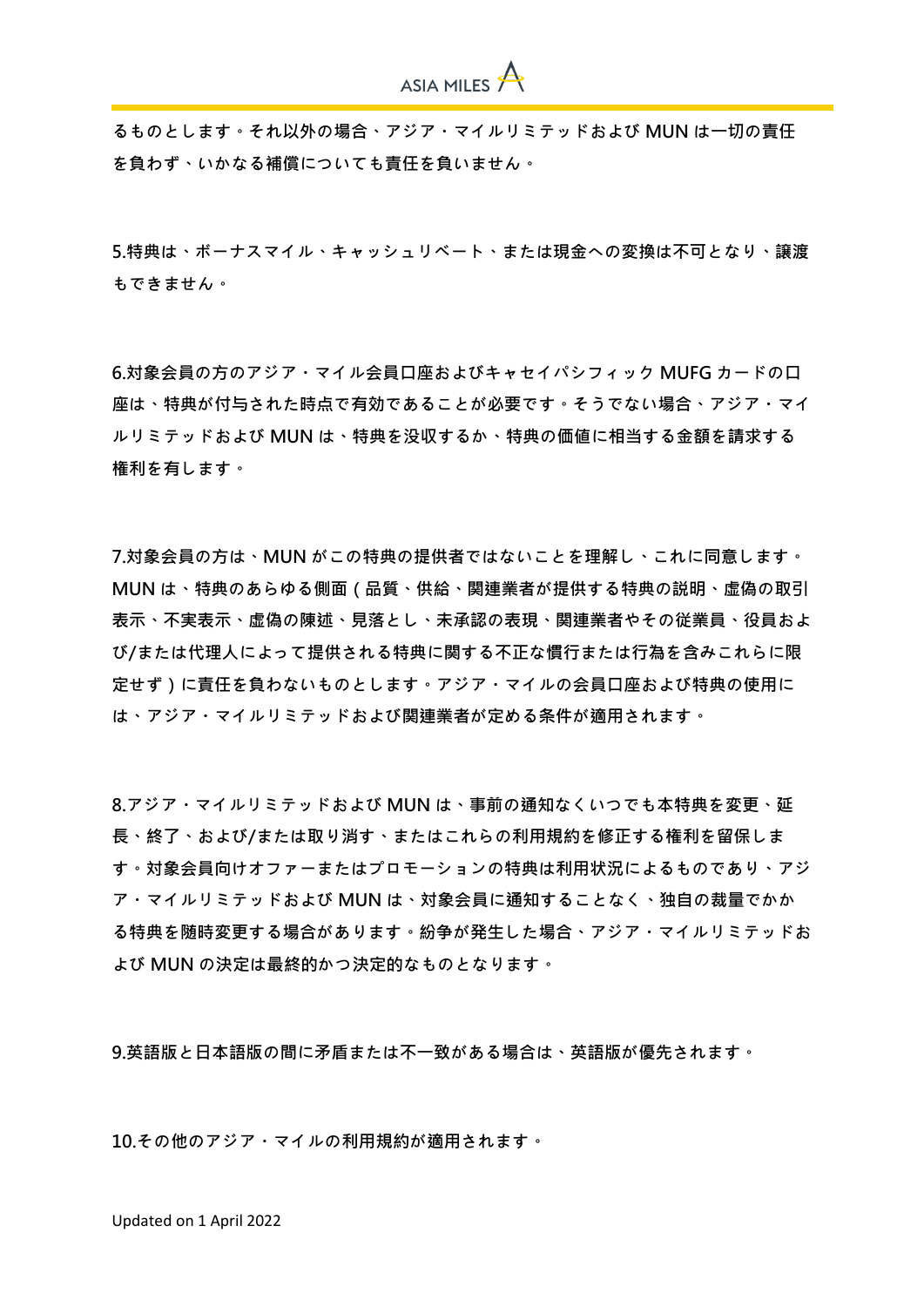るものとします。それ以外の場合、アジア・マイルリミテッドおよび MUN は一切の責任を負わず、いかなる補償についても責任を負いません。

5.特典は、ボーナスマイル、キャッシュリベート、または現金への変換は不可となり、譲渡もできません。

6.対象会員の方のアジア・マイル会員口座およびキャセイパシフィック MUFG カードの口座は、特典が付与された時点で有効であることが必要です。そうでない場合、アジア・マイルリミテッドおよび MUN は、特典を没収するか、特典の価値に相当する金額を請求する権利を有します。

7.対象会員の方は、MUN がこの特典の提供者ではないことを理解し、これに同意します。MUN は、特典のあらゆる側面（品質、供給、関連業者が提供する特典の説明、虚偽の取引表示、不実表示、虚偽の陳述、見落とし、未承認の表現、関連業者やその従業員、役員および/または代理人によって提供される特典に関する不正な慣行または行為を含みこれらに限定せず）に責任を負わないものとします。アジア・マイルの会員口座および特典の使用には、アジア・マイルリミテッドおよび関連業者が定める条件が適用されます。

8.アジア・マイルリミテッドおよび MUN は、事前の通知なくいつでも本特典を変更、延長、終了、および/または取り消す、またはこれらの利用規約を修正する権利を留保します。対象会員向けオファーまたはプロモーションの特典は利用状況によるものであり、アジア・マイルリミテッドおよび MUN は、対象会員に通知することなく、独自の裁量でかかる特典を随時変更する場合があります。紛争が発生した場合、アジア・マイルリミテッドおよび MUN の決定は最終的かつ決定的なものとなります。

9.英語版と日本語版の間に矛盾または不一致がある場合は、英語版が優先されます。

10.その他のアジア・マイルの利用規約が適用されます。

Updated on 1 April 2022